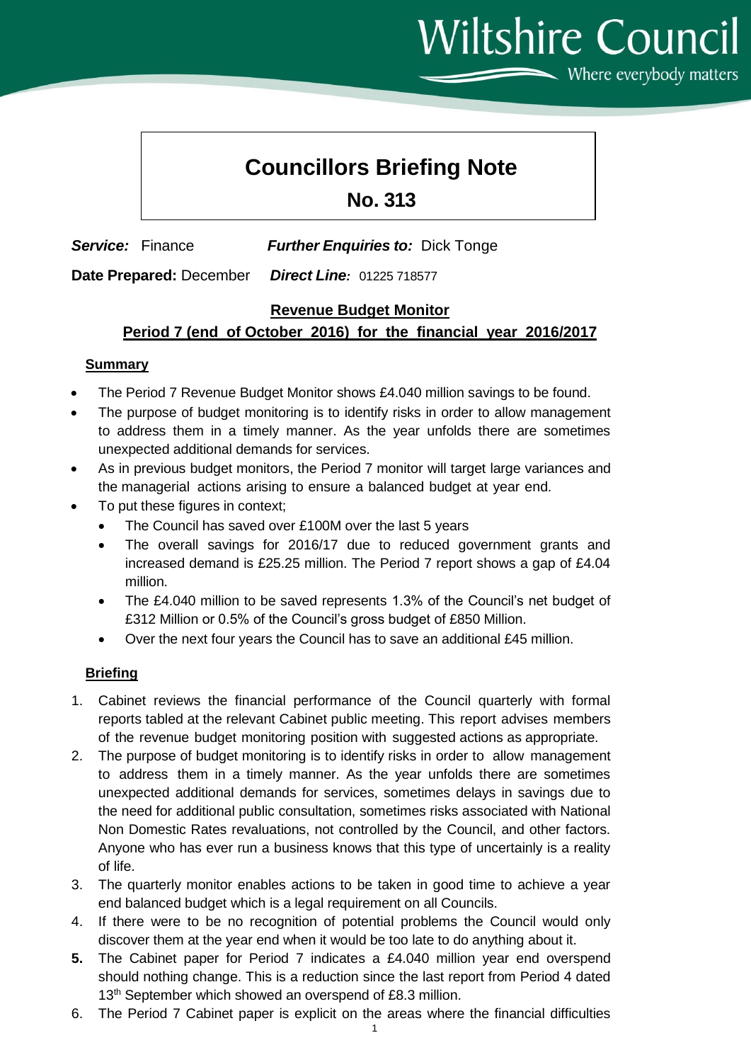Wiltshire Council

Where everybody matters

# Councillors Briefing Note

## No. 313

***Service:*** Finance ***Further Enquiries to:*** Dick Tonge

**Date Prepared:** December ***Direct Line:*** 01225 718577

**Revenue Budget Monitor**

**Period 7 (end of October 2016) for the financial year 2016/2017**

### Summary

- The Period 7 Revenue Budget Monitor shows £4.040 million savings to be found.
- The purpose of budget monitoring is to identify risks in order to allow management to address them in a timely manner. As the year unfolds there are sometimes unexpected additional demands for services.
- As in previous budget monitors, the Period 7 monitor will target large variances and the managerial actions arising to ensure a balanced budget at year end.
- To put these figures in context;
  - The Council has saved over £100M over the last 5 years
  - The overall savings for 2016/17 due to reduced government grants and increased demand is £25.25 million. The Period 7 report shows a gap of £4.04 million.
  - The £4.040 million to be saved represents 1.3% of the Council's net budget of £312 Million or 0.5% of the Council's gross budget of £850 Million.
  - Over the next four years the Council has to save an additional £45 million.

### Briefing

1. Cabinet reviews the financial performance of the Council quarterly with formal reports tabled at the relevant Cabinet public meeting. This report advises members of the revenue budget monitoring position with suggested actions as appropriate.
2. The purpose of budget monitoring is to identify risks in order to allow management to address them in a timely manner. As the year unfolds there are sometimes unexpected additional demands for services, sometimes delays in savings due to the need for additional public consultation, sometimes risks associated with National Non Domestic Rates revaluations, not controlled by the Council, and other factors. Anyone who has ever run a business knows that this type of uncertainly is a reality of life.
3. The quarterly monitor enables actions to be taken in good time to achieve a year end balanced budget which is a legal requirement on all Councils.
4. If there were to be no recognition of potential problems the Council would only discover them at the year end when it would be too late to do anything about it.
5. The Cabinet paper for Period 7 indicates a £4.040 million year end overspend should nothing change. This is a reduction since the last report from Period 4 dated 13th September which showed an overspend of £8.3 million.
6. The Period 7 Cabinet paper is explicit on the areas where the financial difficulties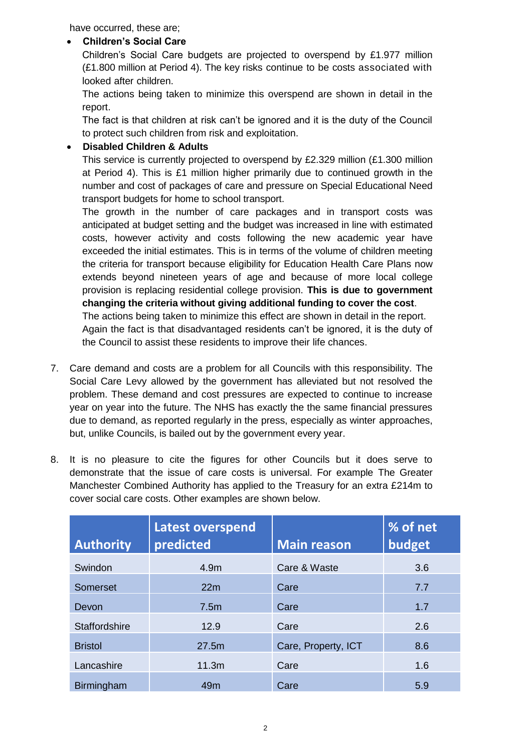have occurred, these are;

- **Children's Social Care**

  Children's Social Care budgets are projected to overspend by £1.977 million (£1.800 million at Period 4). The key risks continue to be costs associated with looked after children.

  The actions being taken to minimize this overspend are shown in detail in the report.

  The fact is that children at risk can't be ignored and it is the duty of the Council to protect such children from risk and exploitation.

- **Disabled Children & Adults**

  This service is currently projected to overspend by £2.329 million (£1.300 million at Period 4). This is £1 million higher primarily due to continued growth in the number and cost of packages of care and pressure on Special Educational Need transport budgets for home to school transport.

  The growth in the number of care packages and in transport costs was anticipated at budget setting and the budget was increased in line with estimated costs, however activity and costs following the new academic year have exceeded the initial estimates. This is in terms of the volume of children meeting the criteria for transport because eligibility for Education Health Care Plans now extends beyond nineteen years of age and because of more local college provision is replacing residential college provision. **This is due to government changing the criteria without giving additional funding to cover the cost**.

  The actions being taken to minimize this effect are shown in detail in the report.

  Again the fact is that disadvantaged residents can't be ignored, it is the duty of the Council to assist these residents to improve their life chances.

7. Care demand and costs are a problem for all Councils with this responsibility. The Social Care Levy allowed by the government has alleviated but not resolved the problem. These demand and cost pressures are expected to continue to increase year on year into the future. The NHS has exactly the the same financial pressures due to demand, as reported regularly in the press, especially as winter approaches, but, unlike Councils, is bailed out by the government every year.

8. It is no pleasure to cite the figures for other Councils but it does serve to demonstrate that the issue of care costs is universal. For example The Greater Manchester Combined Authority has applied to the Treasury for an extra £214m to cover social care costs. Other examples are shown below.

| Authority | Latest overspend predicted | Main reason | % of net budget |
|---|---|---|---|
| Swindon | 4.9m | Care & Waste | 3.6 |
| Somerset | 22m | Care | 7.7 |
| Devon | 7.5m | Care | 1.7 |
| Staffordshire | 12.9 | Care | 2.6 |
| Bristol | 27.5m | Care, Property, ICT | 8.6 |
| Lancashire | 11.3m | Care | 1.6 |
| Birmingham | 49m | Care | 5.9 |